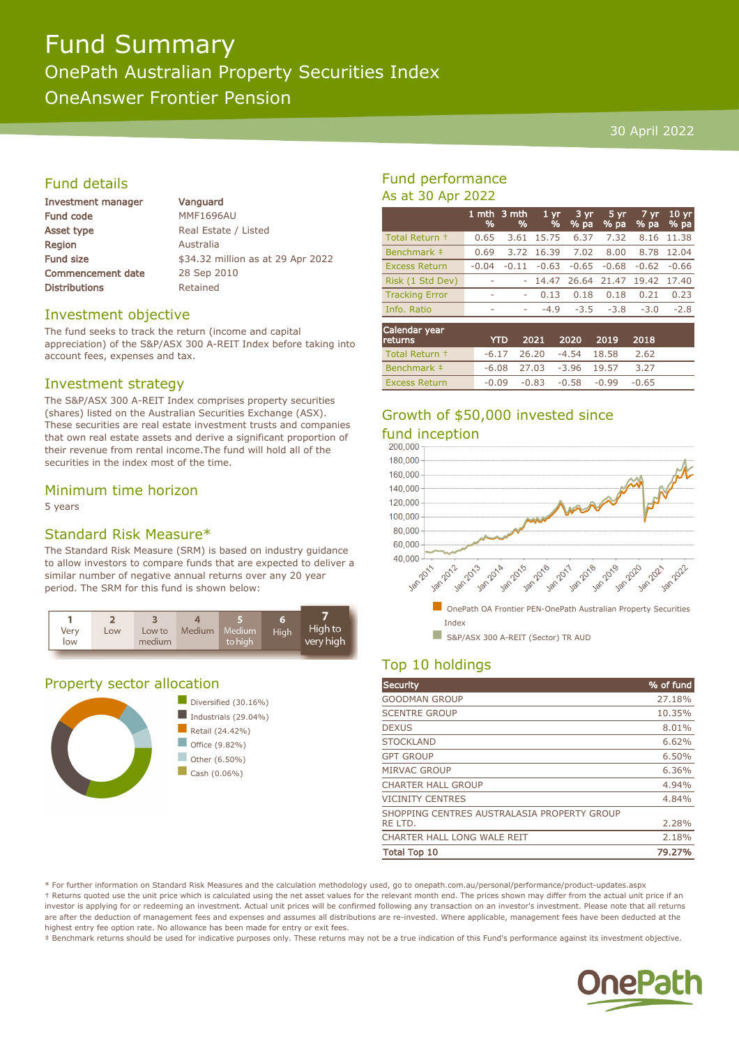# Fund Summary

## OnePath Australian Property Securities Index

## OneAnswer Frontier Pension

30 April 2022

## Fund details

| | |
|---|---|
| Investment manager | Vanguard |
| Fund code | MMF1696AU |
| Asset type | Real Estate / Listed |
| Region | Australia |
| Fund size | $34.32 million as at 29 Apr 2022 |
| Commencement date | 28 Sep 2010 |
| Distributions | Retained |

## Investment objective

The fund seeks to track the return (income and capital appreciation) of the S&P/ASX 300 A-REIT Index before taking into account fees, expenses and tax.

## Investment strategy

The S&P/ASX 300 A-REIT Index comprises property securities (shares) listed on the Australian Securities Exchange (ASX). These securities are real estate investment trusts and companies that own real estate assets and derive a significant proportion of their revenue from rental income.The fund will hold all of the securities in the index most of the time.

## Minimum time horizon

5 years

## Standard Risk Measure*

The Standard Risk Measure (SRM) is based on industry guidance to allow investors to compare funds that are expected to deliver a similar number of negative annual returns over any 20 year period. The SRM for this fund is shown below:

| 1 Very low | 2 Low | 3 Low to medium | 4 Medium | 5 Medium to high | 6 High | 7 High to very high |
|---|---|---|---|---|---|---|

## Property sector allocation

- Diversified (30.16%)
- Industrials (29.04%)
- Retail (24.42%)
- Office (9.82%)
- Other (6.50%)
- Cash (0.06%)

## Fund performance

As at 30 Apr 2022

| | 1 mth % | 3 mth % | 1 yr % | 3 yr % pa | 5 yr % pa | 7 yr % pa | 10 yr % pa |
|---|---|---|---|---|---|---|---|
| Total Return † | 0.65 | 3.61 | 15.75 | 6.37 | 7.32 | 8.16 | 11.38 |
| Benchmark ‡ | 0.69 | 3.72 | 16.39 | 7.02 | 8.00 | 8.78 | 12.04 |
| Excess Return | -0.04 | -0.11 | -0.63 | -0.65 | -0.68 | -0.62 | -0.66 |
| Risk (1 Std Dev) | - | - | 14.47 | 26.64 | 21.47 | 19.42 | 17.40 |
| Tracking Error | - | - | 0.13 | 0.18 | 0.18 | 0.21 | 0.23 |
| Info. Ratio | - | - | -4.9 | -3.5 | -3.8 | -3.0 | -2.8 |

| Calendar year returns | YTD | 2021 | 2020 | 2019 | 2018 |
|---|---|---|---|---|---|
| Total Return † | -6.17 | 26.20 | -4.54 | 18.58 | 2.62 |
| Benchmark ‡ | -6.08 | 27.03 | -3.96 | 19.57 | 3.27 |
| Excess Return | -0.09 | -0.83 | -0.58 | -0.99 | -0.65 |

## Growth of $50,000 invested since fund inception

- OnePath OA Frontier PEN-OnePath Australian Property Securities Index
- S&P/ASX 300 A-REIT (Sector) TR AUD

## Top 10 holdings

| Security | % of fund |
|---|---|
| GOODMAN GROUP | 27.18% |
| SCENTRE GROUP | 10.35% |
| DEXUS | 8.01% |
| STOCKLAND | 6.62% |
| GPT GROUP | 6.50% |
| MIRVAC GROUP | 6.36% |
| CHARTER HALL GROUP | 4.94% |
| VICINITY CENTRES | 4.84% |
| SHOPPING CENTRES AUSTRALASIA PROPERTY GROUP RE LTD. | 2.28% |
| CHARTER HALL LONG WALE REIT | 2.18% |
| **Total Top 10** | **79.27%** |

\* For further information on Standard Risk Measures and the calculation methodology used, go to onepath.com.au/personal/performance/product-updates.aspx

† Returns quoted use the unit price which is calculated using the net asset values for the relevant month end. The prices shown may differ from the actual unit price if an investor is applying for or redeeming an investment. Actual unit prices will be confirmed following any transaction on an investor's investment. Please note that all returns are after the deduction of management fees and expenses and assumes all distributions are re-invested. Where applicable, management fees have been deducted at the highest entry fee option rate. No allowance has been made for entry or exit fees.

‡ Benchmark returns should be used for indicative purposes only. These returns may not be a true indication of this Fund's performance against its investment objective.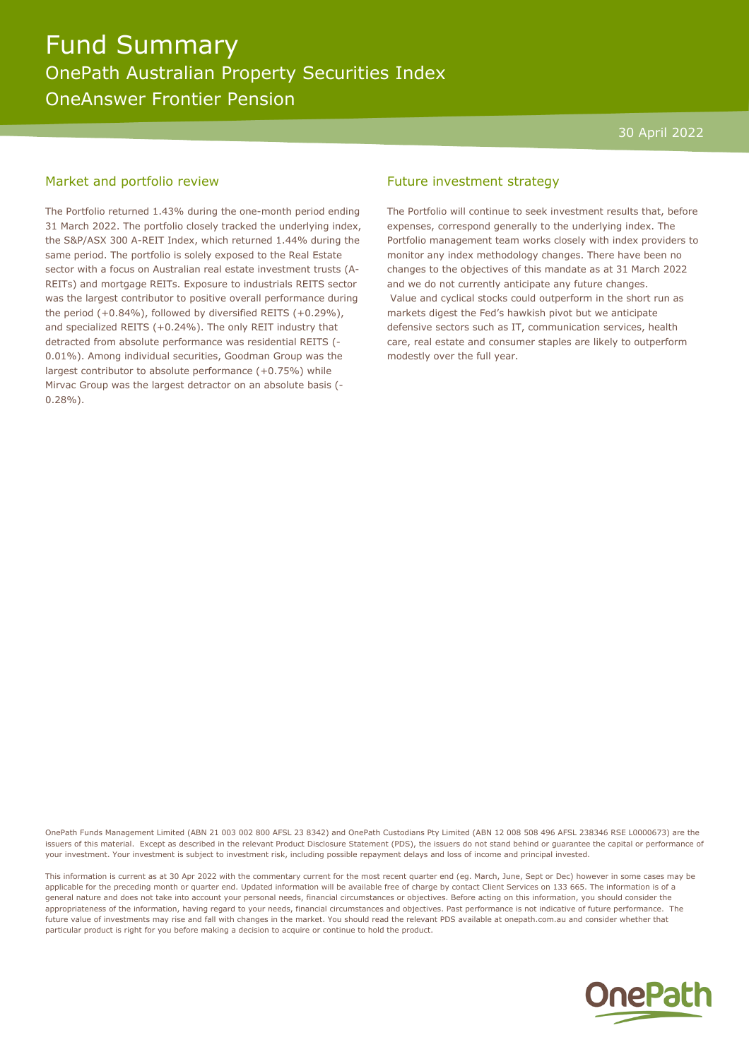# Fund Summary

## OnePath Australian Property Securities Index

## OneAnswer Frontier Pension

30 April 2022

### Market and portfolio review

The Portfolio returned 1.43% during the one-month period ending 31 March 2022. The portfolio closely tracked the underlying index, the S&P/ASX 300 A-REIT Index, which returned 1.44% during the same period. The portfolio is solely exposed to the Real Estate sector with a focus on Australian real estate investment trusts (A-REITs) and mortgage REITs. Exposure to industrials REITS sector was the largest contributor to positive overall performance during the period (+0.84%), followed by diversified REITS (+0.29%), and specialized REITS (+0.24%). The only REIT industry that detracted from absolute performance was residential REITS (-0.01%). Among individual securities, Goodman Group was the largest contributor to absolute performance (+0.75%) while Mirvac Group was the largest detractor on an absolute basis (-0.28%).

### Future investment strategy

The Portfolio will continue to seek investment results that, before expenses, correspond generally to the underlying index. The Portfolio management team works closely with index providers to monitor any index methodology changes. There have been no changes to the objectives of this mandate as at 31 March 2022 and we do not currently anticipate any future changes.

Value and cyclical stocks could outperform in the short run as markets digest the Fed's hawkish pivot but we anticipate defensive sectors such as IT, communication services, health care, real estate and consumer staples are likely to outperform modestly over the full year.

OnePath Funds Management Limited (ABN 21 003 002 800 AFSL 23 8342) and OnePath Custodians Pty Limited (ABN 12 008 508 496 AFSL 238346 RSE L0000673) are the issuers of this material. Except as described in the relevant Product Disclosure Statement (PDS), the issuers do not stand behind or guarantee the capital or performance of your investment. Your investment is subject to investment risk, including possible repayment delays and loss of income and principal invested.

This information is current as at 30 Apr 2022 with the commentary current for the most recent quarter end (eg. March, June, Sept or Dec) however in some cases may be applicable for the preceding month or quarter end. Updated information will be available free of charge by contact Client Services on 133 665. The information is of a general nature and does not take into account your personal needs, financial circumstances or objectives. Before acting on this information, you should consider the appropriateness of the information, having regard to your needs, financial circumstances and objectives. Past performance is not indicative of future performance. The future value of investments may rise and fall with changes in the market. You should read the relevant PDS available at onepath.com.au and consider whether that particular product is right for you before making a decision to acquire or continue to hold the product.

OnePath